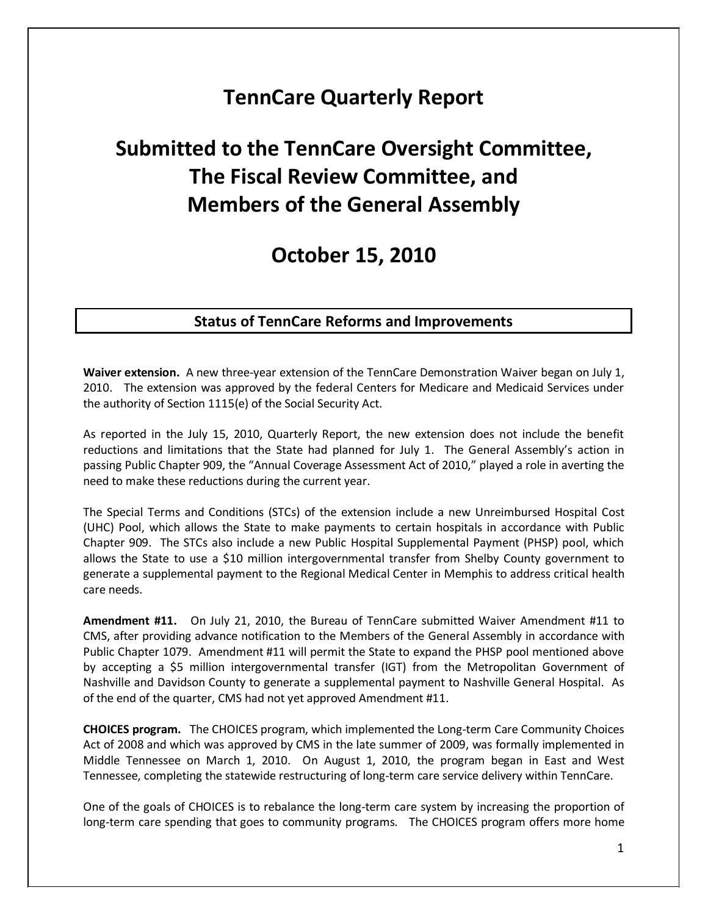# TennCare Quarterly Report

# Submitted to the TennCare Oversight Committee, The Fiscal Review Committee, and Members of the General Assembly

# October 15, 2010

## Status of TennCare Reforms and Improvements

**Waiver extension.** A new three-year extension of the TennCare Demonstration Waiver began on July 1, 2010. The extension was approved by the federal Centers for Medicare and Medicaid Services under the authority of Section 1115(e) of the Social Security Act.

As reported in the July 15, 2010, Quarterly Report, the new extension does not include the benefit reductions and limitations that the State had planned for July 1. The General Assembly's action in passing Public Chapter 909, the "Annual Coverage Assessment Act of 2010," played a role in averting the need to make these reductions during the current year.

The Special Terms and Conditions (STCs) of the extension include a new Unreimbursed Hospital Cost (UHC) Pool, which allows the State to make payments to certain hospitals in accordance with Public Chapter 909. The STCs also include a new Public Hospital Supplemental Payment (PHSP) pool, which allows the State to use a $10 million intergovernmental transfer from Shelby County government to generate a supplemental payment to the Regional Medical Center in Memphis to address critical health care needs.

**Amendment #11.** On July 21, 2010, the Bureau of TennCare submitted Waiver Amendment #11 to CMS, after providing advance notification to the Members of the General Assembly in accordance with Public Chapter 1079. Amendment #11 will permit the State to expand the PHSP pool mentioned above by accepting a $5 million intergovernmental transfer (IGT) from the Metropolitan Government of Nashville and Davidson County to generate a supplemental payment to Nashville General Hospital. As of the end of the quarter, CMS had not yet approved Amendment #11.

**CHOICES program.** The CHOICES program, which implemented the Long-term Care Community Choices Act of 2008 and which was approved by CMS in the late summer of 2009, was formally implemented in Middle Tennessee on March 1, 2010. On August 1, 2010, the program began in East and West Tennessee, completing the statewide restructuring of long-term care service delivery within TennCare.

One of the goals of CHOICES is to rebalance the long-term care system by increasing the proportion of long-term care spending that goes to community programs. The CHOICES program offers more home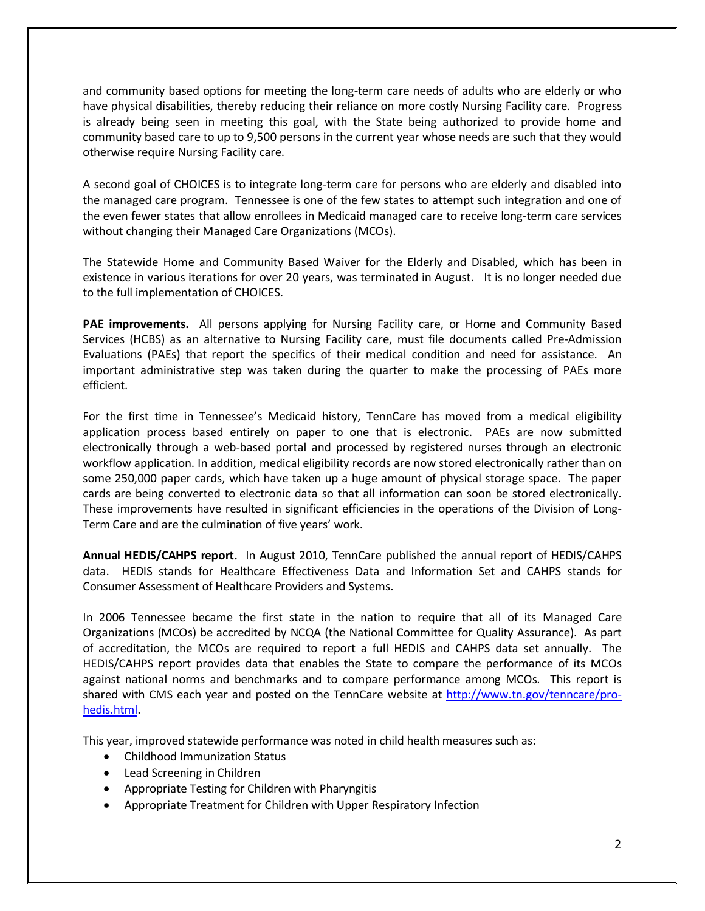and community based options for meeting the long-term care needs of adults who are elderly or who have physical disabilities, thereby reducing their reliance on more costly Nursing Facility care. Progress is already being seen in meeting this goal, with the State being authorized to provide home and community based care to up to 9,500 persons in the current year whose needs are such that they would otherwise require Nursing Facility care.

A second goal of CHOICES is to integrate long-term care for persons who are elderly and disabled into the managed care program. Tennessee is one of the few states to attempt such integration and one of the even fewer states that allow enrollees in Medicaid managed care to receive long-term care services without changing their Managed Care Organizations (MCOs).

The Statewide Home and Community Based Waiver for the Elderly and Disabled, which has been in existence in various iterations for over 20 years, was terminated in August. It is no longer needed due to the full implementation of CHOICES.

**PAE improvements.** All persons applying for Nursing Facility care, or Home and Community Based Services (HCBS) as an alternative to Nursing Facility care, must file documents called Pre-Admission Evaluations (PAEs) that report the specifics of their medical condition and need for assistance. An important administrative step was taken during the quarter to make the processing of PAEs more efficient.

For the first time in Tennessee's Medicaid history, TennCare has moved from a medical eligibility application process based entirely on paper to one that is electronic. PAEs are now submitted electronically through a web-based portal and processed by registered nurses through an electronic workflow application. In addition, medical eligibility records are now stored electronically rather than on some 250,000 paper cards, which have taken up a huge amount of physical storage space. The paper cards are being converted to electronic data so that all information can soon be stored electronically. These improvements have resulted in significant efficiencies in the operations of the Division of Long-Term Care and are the culmination of five years' work.

**Annual HEDIS/CAHPS report.** In August 2010, TennCare published the annual report of HEDIS/CAHPS data. HEDIS stands for Healthcare Effectiveness Data and Information Set and CAHPS stands for Consumer Assessment of Healthcare Providers and Systems.

In 2006 Tennessee became the first state in the nation to require that all of its Managed Care Organizations (MCOs) be accredited by NCQA (the National Committee for Quality Assurance). As part of accreditation, the MCOs are required to report a full HEDIS and CAHPS data set annually. The HEDIS/CAHPS report provides data that enables the State to compare the performance of its MCOs against national norms and benchmarks and to compare performance among MCOs. This report is shared with CMS each year and posted on the TennCare website at http://www.tn.gov/tenncare/pro-hedis.html.

This year, improved statewide performance was noted in child health measures such as:

- Childhood Immunization Status
- Lead Screening in Children
- Appropriate Testing for Children with Pharyngitis
- Appropriate Treatment for Children with Upper Respiratory Infection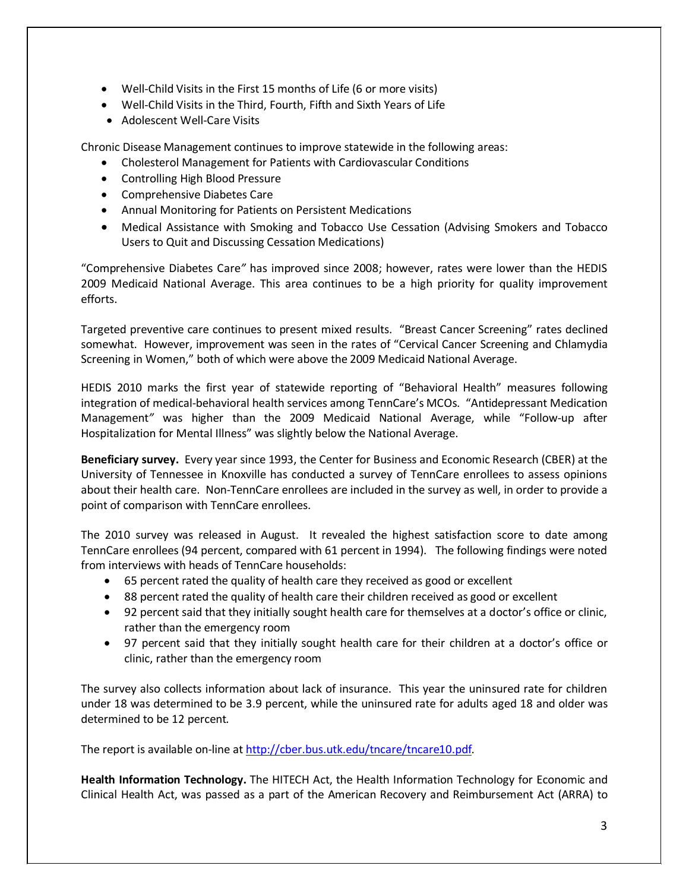- Well-Child Visits in the First 15 months of Life (6 or more visits)
- Well-Child Visits in the Third, Fourth, Fifth and Sixth Years of Life
- Adolescent Well-Care Visits

Chronic Disease Management continues to improve statewide in the following areas:

- Cholesterol Management for Patients with Cardiovascular Conditions
- Controlling High Blood Pressure
- Comprehensive Diabetes Care
- Annual Monitoring for Patients on Persistent Medications
- Medical Assistance with Smoking and Tobacco Use Cessation (Advising Smokers and Tobacco Users to Quit and Discussing Cessation Medications)

"Comprehensive Diabetes Care" has improved since 2008; however, rates were lower than the HEDIS 2009 Medicaid National Average. This area continues to be a high priority for quality improvement efforts.

Targeted preventive care continues to present mixed results. "Breast Cancer Screening" rates declined somewhat. However, improvement was seen in the rates of "Cervical Cancer Screening and Chlamydia Screening in Women," both of which were above the 2009 Medicaid National Average.

HEDIS 2010 marks the first year of statewide reporting of "Behavioral Health" measures following integration of medical-behavioral health services among TennCare's MCOs. "Antidepressant Medication Management" was higher than the 2009 Medicaid National Average, while "Follow-up after Hospitalization for Mental Illness" was slightly below the National Average.

**Beneficiary survey.** Every year since 1993, the Center for Business and Economic Research (CBER) at the University of Tennessee in Knoxville has conducted a survey of TennCare enrollees to assess opinions about their health care. Non-TennCare enrollees are included in the survey as well, in order to provide a point of comparison with TennCare enrollees.

The 2010 survey was released in August. It revealed the highest satisfaction score to date among TennCare enrollees (94 percent, compared with 61 percent in 1994). The following findings were noted from interviews with heads of TennCare households:

- 65 percent rated the quality of health care they received as good or excellent
- 88 percent rated the quality of health care their children received as good or excellent
- 92 percent said that they initially sought health care for themselves at a doctor's office or clinic, rather than the emergency room
- 97 percent said that they initially sought health care for their children at a doctor's office or clinic, rather than the emergency room

The survey also collects information about lack of insurance. This year the uninsured rate for children under 18 was determined to be 3.9 percent, while the uninsured rate for adults aged 18 and older was determined to be 12 percent.

The report is available on-line at [http://cber.bus.utk.edu/tncare/tncare10.pdf](http://cber.bus.utk.edu/tncare/tncare10.pdf).

**Health Information Technology.** The HITECH Act, the Health Information Technology for Economic and Clinical Health Act, was passed as a part of the American Recovery and Reimbursement Act (ARRA) to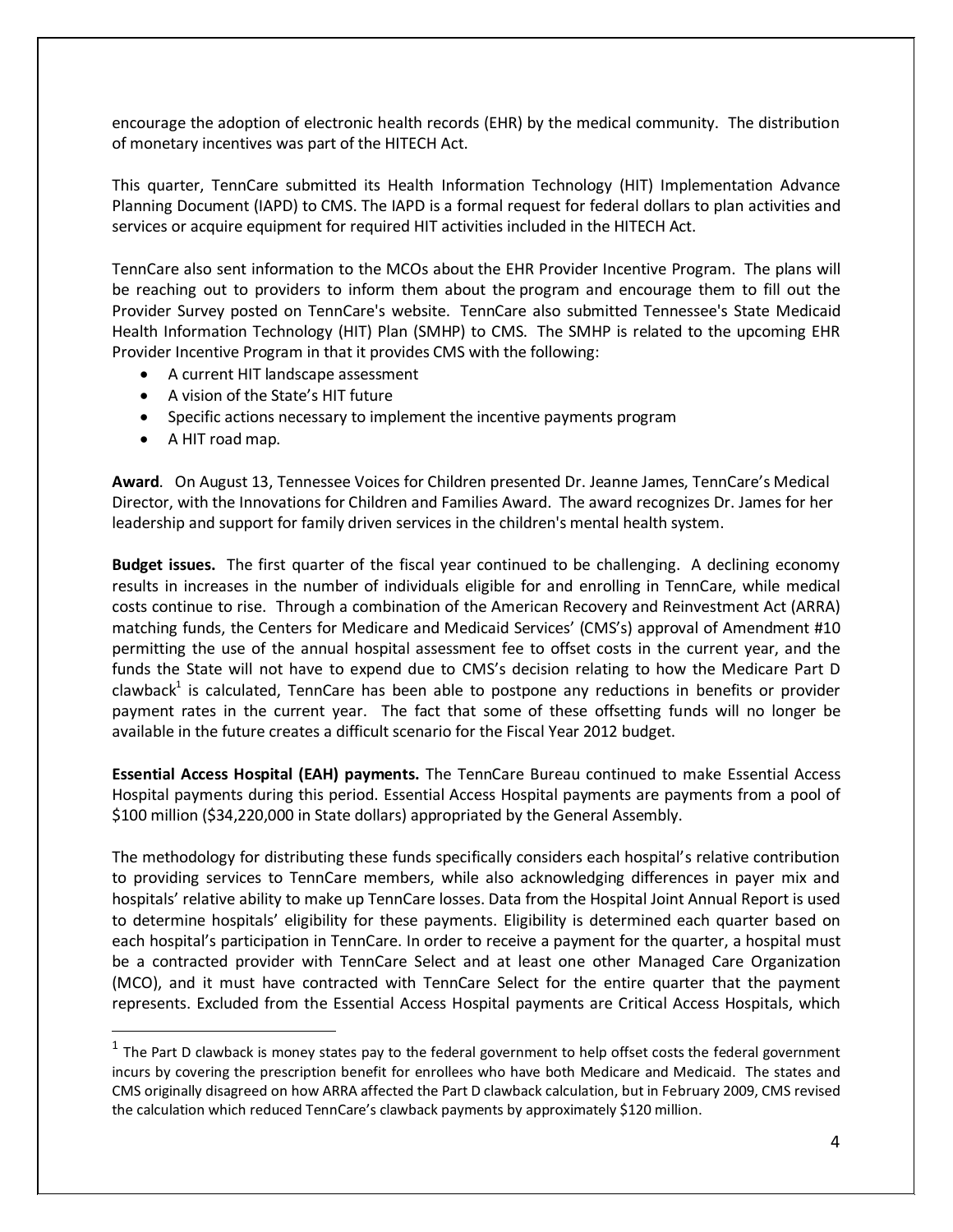encourage the adoption of electronic health records (EHR) by the medical community. The distribution of monetary incentives was part of the HITECH Act.

This quarter, TennCare submitted its Health Information Technology (HIT) Implementation Advance Planning Document (IAPD) to CMS. The IAPD is a formal request for federal dollars to plan activities and services or acquire equipment for required HIT activities included in the HITECH Act.

TennCare also sent information to the MCOs about the EHR Provider Incentive Program. The plans will be reaching out to providers to inform them about the program and encourage them to fill out the Provider Survey posted on TennCare's website. TennCare also submitted Tennessee's State Medicaid Health Information Technology (HIT) Plan (SMHP) to CMS. The SMHP is related to the upcoming EHR Provider Incentive Program in that it provides CMS with the following:

- A current HIT landscape assessment
- A vision of the State's HIT future
- Specific actions necessary to implement the incentive payments program
- A HIT road map.

**Award**. On August 13, Tennessee Voices for Children presented Dr. Jeanne James, TennCare's Medical Director, with the Innovations for Children and Families Award. The award recognizes Dr. James for her leadership and support for family driven services in the children's mental health system.

**Budget issues.** The first quarter of the fiscal year continued to be challenging. A declining economy results in increases in the number of individuals eligible for and enrolling in TennCare, while medical costs continue to rise. Through a combination of the American Recovery and Reinvestment Act (ARRA) matching funds, the Centers for Medicare and Medicaid Services' (CMS's) approval of Amendment #10 permitting the use of the annual hospital assessment fee to offset costs in the current year, and the funds the State will not have to expend due to CMS's decision relating to how the Medicare Part D clawback[1] is calculated, TennCare has been able to postpone any reductions in benefits or provider payment rates in the current year. The fact that some of these offsetting funds will no longer be available in the future creates a difficult scenario for the Fiscal Year 2012 budget.

**Essential Access Hospital (EAH) payments.** The TennCare Bureau continued to make Essential Access Hospital payments during this period. Essential Access Hospital payments are payments from a pool of $100 million ($34,220,000 in State dollars) appropriated by the General Assembly.

The methodology for distributing these funds specifically considers each hospital's relative contribution to providing services to TennCare members, while also acknowledging differences in payer mix and hospitals' relative ability to make up TennCare losses. Data from the Hospital Joint Annual Report is used to determine hospitals' eligibility for these payments. Eligibility is determined each quarter based on each hospital's participation in TennCare. In order to receive a payment for the quarter, a hospital must be a contracted provider with TennCare Select and at least one other Managed Care Organization (MCO), and it must have contracted with TennCare Select for the entire quarter that the payment represents. Excluded from the Essential Access Hospital payments are Critical Access Hospitals, which

---

[1] The Part D clawback is money states pay to the federal government to help offset costs the federal government incurs by covering the prescription benefit for enrollees who have both Medicare and Medicaid. The states and CMS originally disagreed on how ARRA affected the Part D clawback calculation, but in February 2009, CMS revised the calculation which reduced TennCare's clawback payments by approximately $120 million.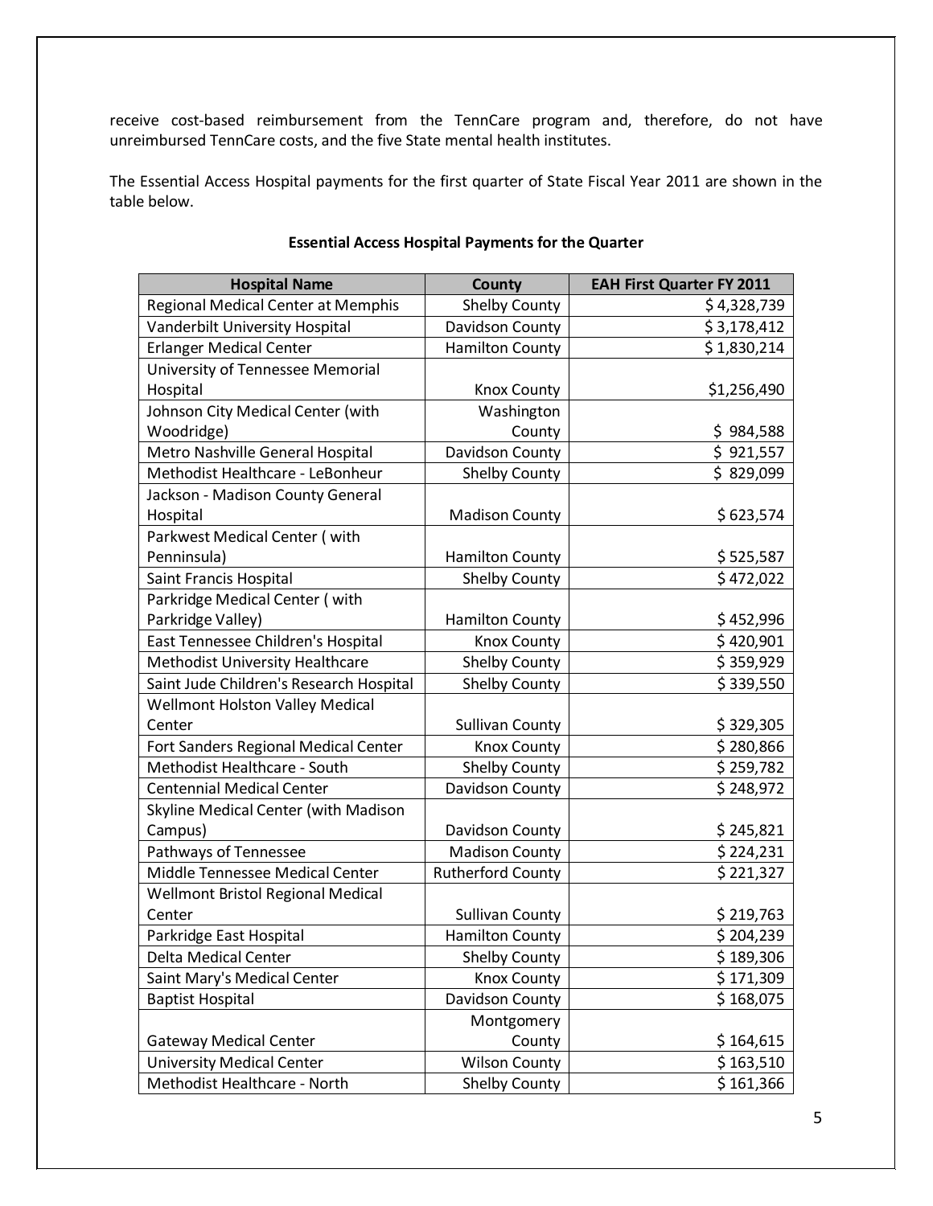receive cost-based reimbursement from the TennCare program and, therefore, do not have unreimbursed TennCare costs, and the five State mental health institutes.

The Essential Access Hospital payments for the first quarter of State Fiscal Year 2011 are shown in the table below.

**Essential Access Hospital Payments for the Quarter**

| Hospital Name | County | EAH First Quarter FY 2011 |
|---|---|---|
| Regional Medical Center at Memphis | Shelby County | $ 4,328,739 |
| Vanderbilt University Hospital | Davidson County | $ 3,178,412 |
| Erlanger Medical Center | Hamilton County | $ 1,830,214 |
| University of Tennessee Memorial Hospital | Knox County | $1,256,490 |
| Johnson City Medical Center (with Woodridge) | Washington County | $ 984,588 |
| Metro Nashville General Hospital | Davidson County | $ 921,557 |
| Methodist Healthcare - LeBonheur | Shelby County | $ 829,099 |
| Jackson - Madison County General Hospital | Madison County | $ 623,574 |
| Parkwest Medical Center ( with Penninsula) | Hamilton County | $ 525,587 |
| Saint Francis Hospital | Shelby County | $ 472,022 |
| Parkridge Medical Center ( with Parkridge Valley) | Hamilton County | $ 452,996 |
| East Tennessee Children's Hospital | Knox County | $ 420,901 |
| Methodist University Healthcare | Shelby County | $ 359,929 |
| Saint Jude Children's Research Hospital | Shelby County | $ 339,550 |
| Wellmont Holston Valley Medical Center | Sullivan County | $ 329,305 |
| Fort Sanders Regional Medical Center | Knox County | $ 280,866 |
| Methodist Healthcare - South | Shelby County | $ 259,782 |
| Centennial Medical Center | Davidson County | $ 248,972 |
| Skyline Medical Center (with Madison Campus) | Davidson County | $ 245,821 |
| Pathways of Tennessee | Madison County | $ 224,231 |
| Middle Tennessee Medical Center | Rutherford County | $ 221,327 |
| Wellmont Bristol Regional Medical Center | Sullivan County | $ 219,763 |
| Parkridge East Hospital | Hamilton County | $ 204,239 |
| Delta Medical Center | Shelby County | $ 189,306 |
| Saint Mary's Medical Center | Knox County | $ 171,309 |
| Baptist Hospital | Davidson County | $ 168,075 |
| Gateway Medical Center | Montgomery County | $ 164,615 |
| University Medical Center | Wilson County | $ 163,510 |
| Methodist Healthcare - North | Shelby County | $ 161,366 |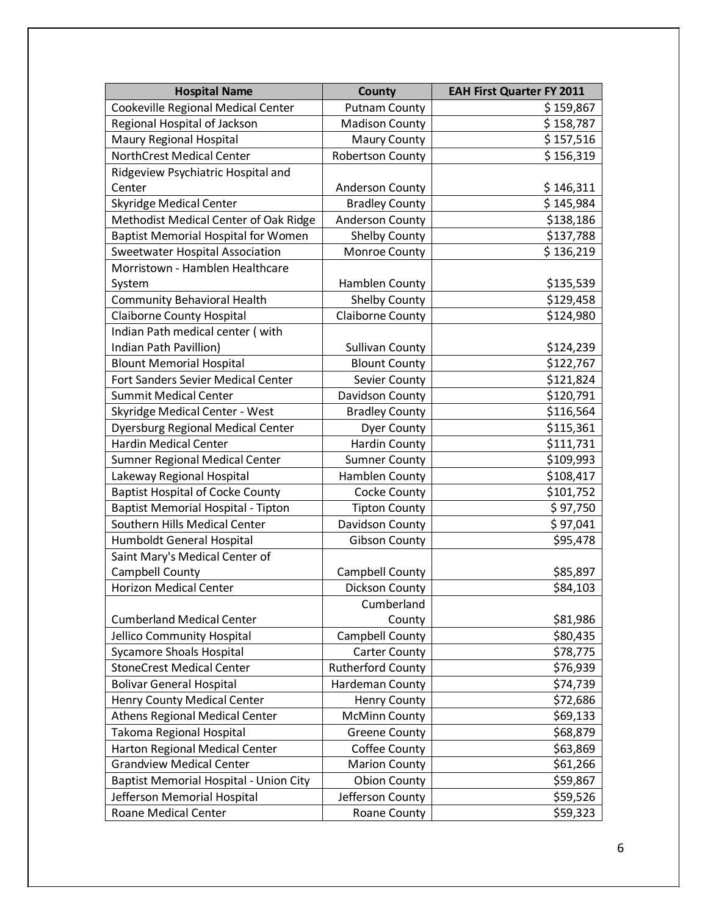| Hospital Name | County | EAH First Quarter FY 2011 |
| --- | --- | --- |
| Cookeville Regional Medical Center | Putnam County | $ 159,867 |
| Regional Hospital of Jackson | Madison County | $ 158,787 |
| Maury Regional Hospital | Maury County | $ 157,516 |
| NorthCrest Medical Center | Robertson County | $ 156,319 |
| Ridgeview Psychiatric Hospital and Center | Anderson County | $ 146,311 |
| Skyridge Medical Center | Bradley County | $ 145,984 |
| Methodist Medical Center of Oak Ridge | Anderson County | $138,186 |
| Baptist Memorial Hospital for Women | Shelby County | $137,788 |
| Sweetwater Hospital Association | Monroe County | $ 136,219 |
| Morristown - Hamblen Healthcare System | Hamblen County | $135,539 |
| Community Behavioral Health | Shelby County | $129,458 |
| Claiborne County Hospital | Claiborne County | $124,980 |
| Indian Path medical center ( with Indian Path Pavillion) | Sullivan County | $124,239 |
| Blount Memorial Hospital | Blount County | $122,767 |
| Fort Sanders Sevier Medical Center | Sevier County | $121,824 |
| Summit Medical Center | Davidson County | $120,791 |
| Skyridge Medical Center - West | Bradley County | $116,564 |
| Dyersburg Regional Medical Center | Dyer County | $115,361 |
| Hardin Medical Center | Hardin County | $111,731 |
| Sumner Regional Medical Center | Sumner County | $109,993 |
| Lakeway Regional Hospital | Hamblen County | $108,417 |
| Baptist Hospital of Cocke County | Cocke County | $101,752 |
| Baptist Memorial Hospital - Tipton | Tipton County | $ 97,750 |
| Southern Hills Medical Center | Davidson County | $ 97,041 |
| Humboldt General Hospital | Gibson County | $95,478 |
| Saint Mary's Medical Center of Campbell County | Campbell County | $85,897 |
| Horizon Medical Center | Dickson County | $84,103 |
| Cumberland Medical Center | Cumberland County | $81,986 |
| Jellico Community Hospital | Campbell County | $80,435 |
| Sycamore Shoals Hospital | Carter County | $78,775 |
| StoneCrest Medical Center | Rutherford County | $76,939 |
| Bolivar General Hospital | Hardeman County | $74,739 |
| Henry County Medical Center | Henry County | $72,686 |
| Athens Regional Medical Center | McMinn County | $69,133 |
| Takoma Regional Hospital | Greene County | $68,879 |
| Harton Regional Medical Center | Coffee County | $63,869 |
| Grandview Medical Center | Marion County | $61,266 |
| Baptist Memorial Hospital - Union City | Obion County | $59,867 |
| Jefferson Memorial Hospital | Jefferson County | $59,526 |
| Roane Medical Center | Roane County | $59,323 |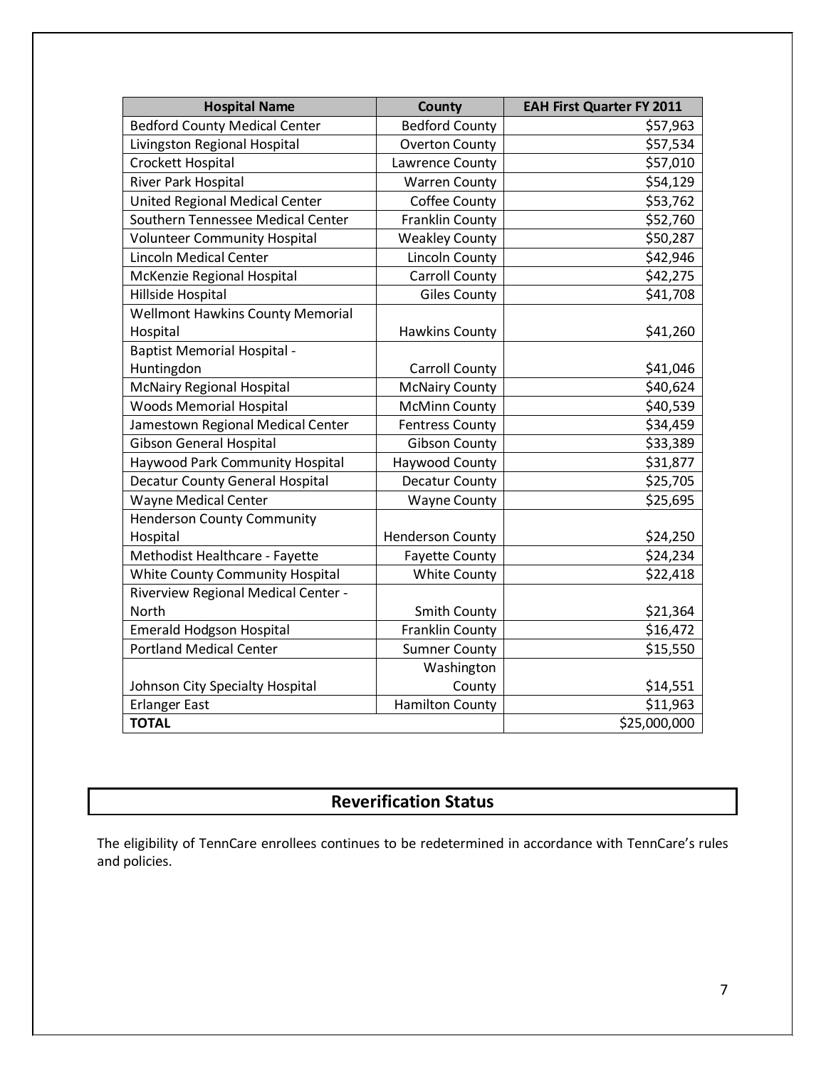| Hospital Name | County | EAH First Quarter FY 2011 |
| --- | --- | --- |
| Bedford County Medical Center | Bedford County | $57,963 |
| Livingston Regional Hospital | Overton County | $57,534 |
| Crockett Hospital | Lawrence County | $57,010 |
| River Park Hospital | Warren County | $54,129 |
| United Regional Medical Center | Coffee County | $53,762 |
| Southern Tennessee Medical Center | Franklin County | $52,760 |
| Volunteer Community Hospital | Weakley County | $50,287 |
| Lincoln Medical Center | Lincoln County | $42,946 |
| McKenzie Regional Hospital | Carroll County | $42,275 |
| Hillside Hospital | Giles County | $41,708 |
| Wellmont Hawkins County Memorial Hospital | Hawkins County | $41,260 |
| Baptist Memorial Hospital - Huntingdon | Carroll County | $41,046 |
| McNairy Regional Hospital | McNairy County | $40,624 |
| Woods Memorial Hospital | McMinn County | $40,539 |
| Jamestown Regional Medical Center | Fentress County | $34,459 |
| Gibson General Hospital | Gibson County | $33,389 |
| Haywood Park Community Hospital | Haywood County | $31,877 |
| Decatur County General Hospital | Decatur County | $25,705 |
| Wayne Medical Center | Wayne County | $25,695 |
| Henderson County Community Hospital | Henderson County | $24,250 |
| Methodist Healthcare - Fayette | Fayette County | $24,234 |
| White County Community Hospital | White County | $22,418 |
| Riverview Regional Medical Center - North | Smith County | $21,364 |
| Emerald Hodgson Hospital | Franklin County | $16,472 |
| Portland Medical Center | Sumner County | $15,550 |
| Johnson City Specialty Hospital | Washington County | $14,551 |
| Erlanger East | Hamilton County | $11,963 |
| **TOTAL** | | $25,000,000 |

## Reverification Status

The eligibility of TennCare enrollees continues to be redetermined in accordance with TennCare's rules and policies.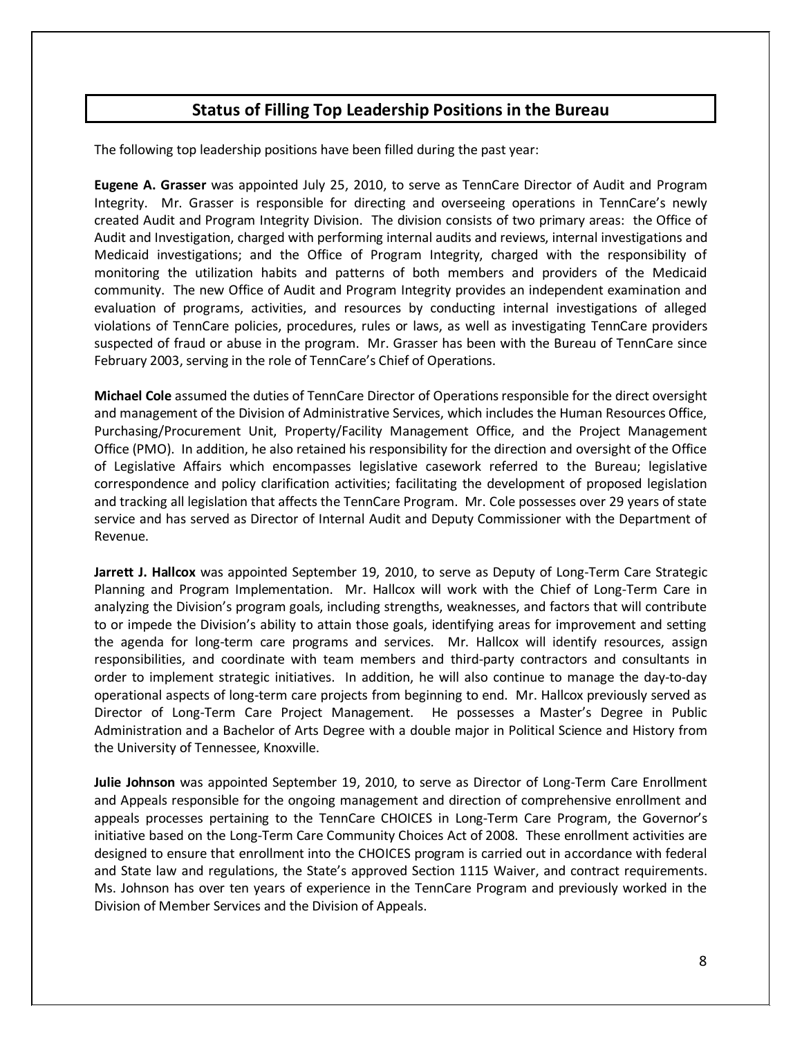## Status of Filling Top Leadership Positions in the Bureau

The following top leadership positions have been filled during the past year:

**Eugene A. Grasser** was appointed July 25, 2010, to serve as TennCare Director of Audit and Program Integrity. Mr. Grasser is responsible for directing and overseeing operations in TennCare's newly created Audit and Program Integrity Division. The division consists of two primary areas: the Office of Audit and Investigation, charged with performing internal audits and reviews, internal investigations and Medicaid investigations; and the Office of Program Integrity, charged with the responsibility of monitoring the utilization habits and patterns of both members and providers of the Medicaid community. The new Office of Audit and Program Integrity provides an independent examination and evaluation of programs, activities, and resources by conducting internal investigations of alleged violations of TennCare policies, procedures, rules or laws, as well as investigating TennCare providers suspected of fraud or abuse in the program. Mr. Grasser has been with the Bureau of TennCare since February 2003, serving in the role of TennCare's Chief of Operations.

**Michael Cole** assumed the duties of TennCare Director of Operations responsible for the direct oversight and management of the Division of Administrative Services, which includes the Human Resources Office, Purchasing/Procurement Unit, Property/Facility Management Office, and the Project Management Office (PMO). In addition, he also retained his responsibility for the direction and oversight of the Office of Legislative Affairs which encompasses legislative casework referred to the Bureau; legislative correspondence and policy clarification activities; facilitating the development of proposed legislation and tracking all legislation that affects the TennCare Program. Mr. Cole possesses over 29 years of state service and has served as Director of Internal Audit and Deputy Commissioner with the Department of Revenue.

**Jarrett J. Hallcox** was appointed September 19, 2010, to serve as Deputy of Long-Term Care Strategic Planning and Program Implementation. Mr. Hallcox will work with the Chief of Long-Term Care in analyzing the Division's program goals, including strengths, weaknesses, and factors that will contribute to or impede the Division's ability to attain those goals, identifying areas for improvement and setting the agenda for long-term care programs and services. Mr. Hallcox will identify resources, assign responsibilities, and coordinate with team members and third-party contractors and consultants in order to implement strategic initiatives. In addition, he will also continue to manage the day-to-day operational aspects of long-term care projects from beginning to end. Mr. Hallcox previously served as Director of Long-Term Care Project Management. He possesses a Master's Degree in Public Administration and a Bachelor of Arts Degree with a double major in Political Science and History from the University of Tennessee, Knoxville.

**Julie Johnson** was appointed September 19, 2010, to serve as Director of Long-Term Care Enrollment and Appeals responsible for the ongoing management and direction of comprehensive enrollment and appeals processes pertaining to the TennCare CHOICES in Long-Term Care Program, the Governor's initiative based on the Long-Term Care Community Choices Act of 2008. These enrollment activities are designed to ensure that enrollment into the CHOICES program is carried out in accordance with federal and State law and regulations, the State's approved Section 1115 Waiver, and contract requirements. Ms. Johnson has over ten years of experience in the TennCare Program and previously worked in the Division of Member Services and the Division of Appeals.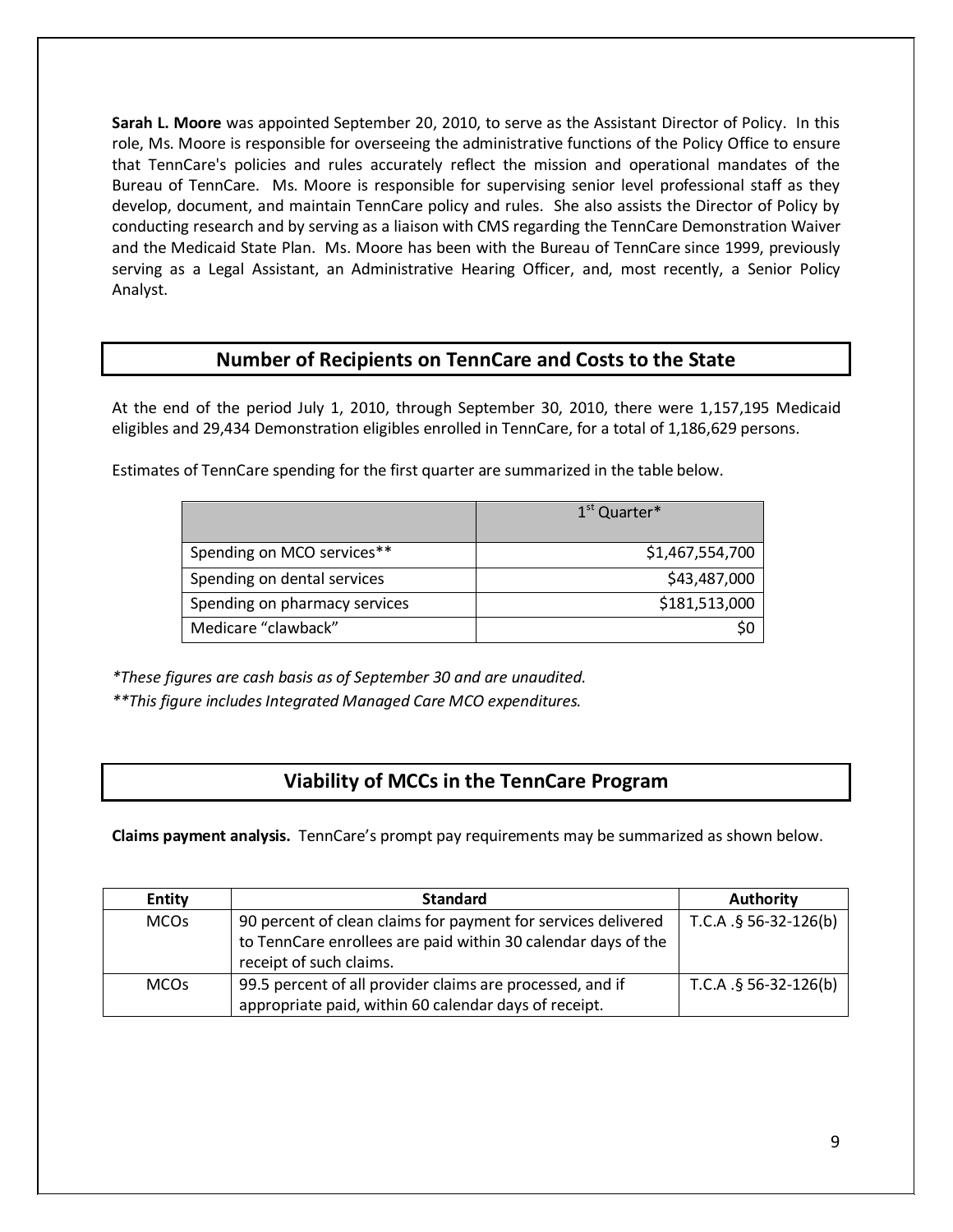**Sarah L. Moore** was appointed September 20, 2010, to serve as the Assistant Director of Policy. In this role, Ms. Moore is responsible for overseeing the administrative functions of the Policy Office to ensure that TennCare's policies and rules accurately reflect the mission and operational mandates of the Bureau of TennCare. Ms. Moore is responsible for supervising senior level professional staff as they develop, document, and maintain TennCare policy and rules. She also assists the Director of Policy by conducting research and by serving as a liaison with CMS regarding the TennCare Demonstration Waiver and the Medicaid State Plan. Ms. Moore has been with the Bureau of TennCare since 1999, previously serving as a Legal Assistant, an Administrative Hearing Officer, and, most recently, a Senior Policy Analyst.

## Number of Recipients on TennCare and Costs to the State

At the end of the period July 1, 2010, through September 30, 2010, there were 1,157,195 Medicaid eligibles and 29,434 Demonstration eligibles enrolled in TennCare, for a total of 1,186,629 persons.

Estimates of TennCare spending for the first quarter are summarized in the table below.

| | 1st Quarter* |
|---|---:|
| Spending on MCO services** | $1,467,554,700 |
| Spending on dental services | $43,487,000 |
| Spending on pharmacy services | $181,513,000 |
| Medicare "clawback" | $0 |

*\*These figures are cash basis as of September 30 and are unaudited.*

*\*\*This figure includes Integrated Managed Care MCO expenditures.*

## Viability of MCCs in the TennCare Program

**Claims payment analysis.** TennCare's prompt pay requirements may be summarized as shown below.

| Entity | Standard | Authority |
|---|---|---|
| MCOs | 90 percent of clean claims for payment for services delivered to TennCare enrollees are paid within 30 calendar days of the receipt of such claims. | T.C.A .§ 56-32-126(b) |
| MCOs | 99.5 percent of all provider claims are processed, and if appropriate paid, within 60 calendar days of receipt. | T.C.A .§ 56-32-126(b) |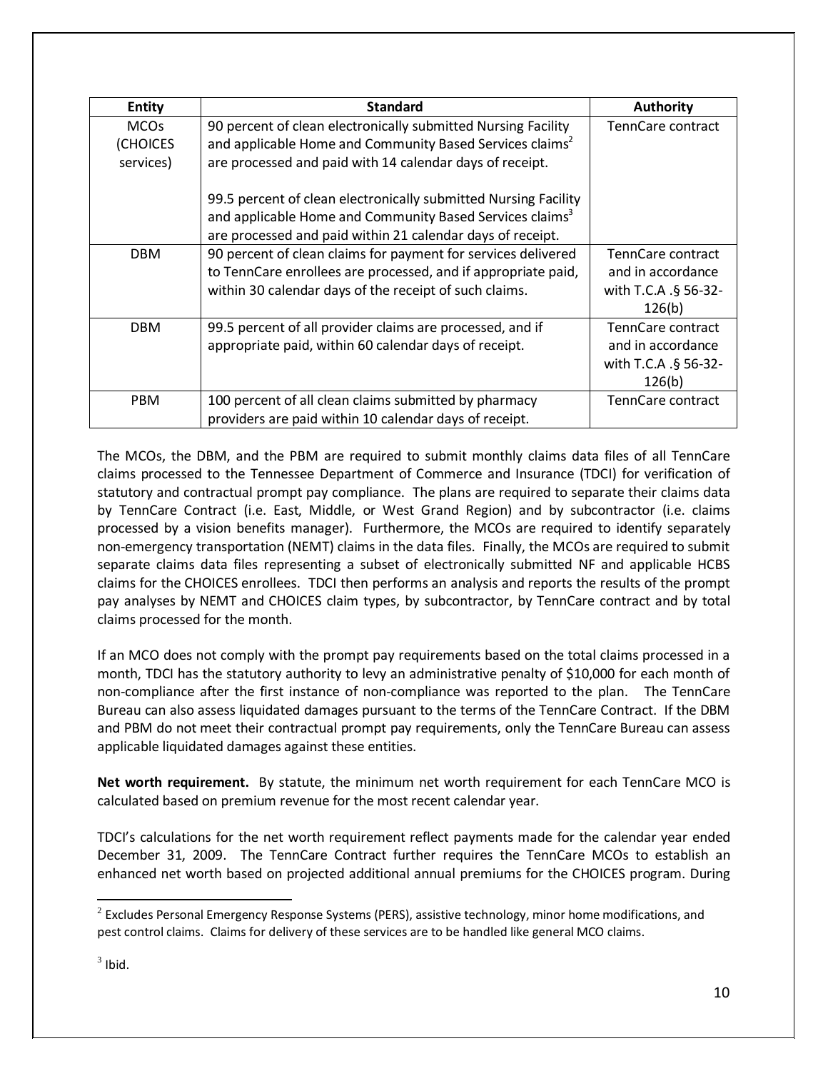| Entity | Standard | Authority |
|---|---|---|
| MCOs (CHOICES services) | 90 percent of clean electronically submitted Nursing Facility and applicable Home and Community Based Services claims[2] are processed and paid with 14 calendar days of receipt.<br><br>99.5 percent of clean electronically submitted Nursing Facility and applicable Home and Community Based Services claims[3] are processed and paid within 21 calendar days of receipt. | TennCare contract |
| DBM | 90 percent of clean claims for payment for services delivered to TennCare enrollees are processed, and if appropriate paid, within 30 calendar days of the receipt of such claims. | TennCare contract and in accordance with T.C.A .§ 56-32-126(b) |
| DBM | 99.5 percent of all provider claims are processed, and if appropriate paid, within 60 calendar days of receipt. | TennCare contract and in accordance with T.C.A .§ 56-32-126(b) |
| PBM | 100 percent of all clean claims submitted by pharmacy providers are paid within 10 calendar days of receipt. | TennCare contract |

The MCOs, the DBM, and the PBM are required to submit monthly claims data files of all TennCare claims processed to the Tennessee Department of Commerce and Insurance (TDCI) for verification of statutory and contractual prompt pay compliance. The plans are required to separate their claims data by TennCare Contract (i.e. East, Middle, or West Grand Region) and by subcontractor (i.e. claims processed by a vision benefits manager). Furthermore, the MCOs are required to identify separately non-emergency transportation (NEMT) claims in the data files. Finally, the MCOs are required to submit separate claims data files representing a subset of electronically submitted NF and applicable HCBS claims for the CHOICES enrollees. TDCI then performs an analysis and reports the results of the prompt pay analyses by NEMT and CHOICES claim types, by subcontractor, by TennCare contract and by total claims processed for the month.

If an MCO does not comply with the prompt pay requirements based on the total claims processed in a month, TDCI has the statutory authority to levy an administrative penalty of $10,000 for each month of non-compliance after the first instance of non-compliance was reported to the plan. The TennCare Bureau can also assess liquidated damages pursuant to the terms of the TennCare Contract. If the DBM and PBM do not meet their contractual prompt pay requirements, only the TennCare Bureau can assess applicable liquidated damages against these entities.

**Net worth requirement.** By statute, the minimum net worth requirement for each TennCare MCO is calculated based on premium revenue for the most recent calendar year.

TDCI's calculations for the net worth requirement reflect payments made for the calendar year ended December 31, 2009. The TennCare Contract further requires the TennCare MCOs to establish an enhanced net worth based on projected additional annual premiums for the CHOICES program. During

[2] Excludes Personal Emergency Response Systems (PERS), assistive technology, minor home modifications, and pest control claims. Claims for delivery of these services are to be handled like general MCO claims.

[3] Ibid.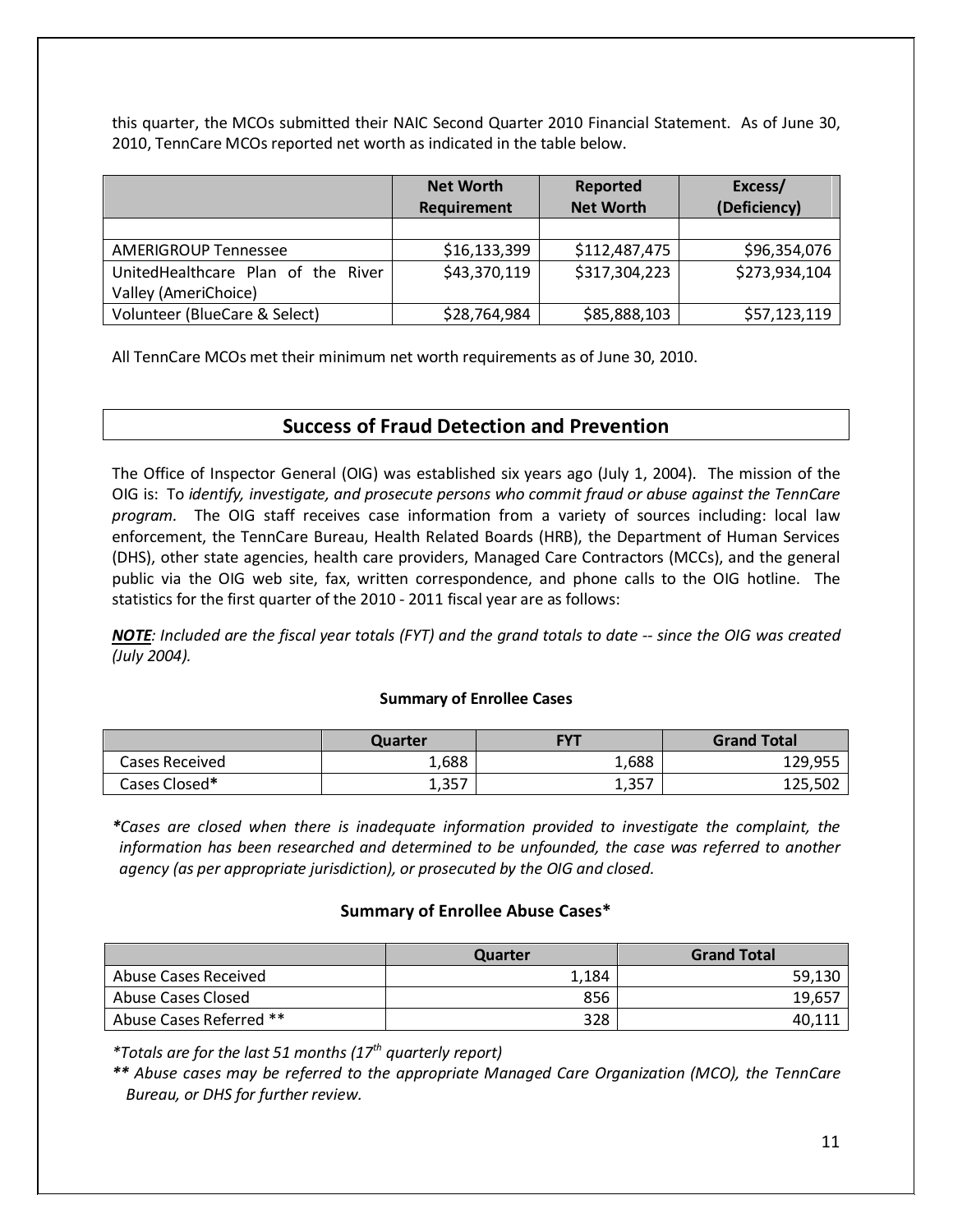this quarter, the MCOs submitted their NAIC Second Quarter 2010 Financial Statement. As of June 30, 2010, TennCare MCOs reported net worth as indicated in the table below.

| | Net Worth Requirement | Reported Net Worth | Excess/ (Deficiency) |
|---|---|---|---|
| | | | |
| AMERIGROUP Tennessee | $16,133,399 | $112,487,475 | $96,354,076 |
| UnitedHealthcare Plan of the River Valley (AmeriChoice) | $43,370,119 | $317,304,223 | $273,934,104 |
| Volunteer (BlueCare & Select) | $28,764,984 | $85,888,103 | $57,123,119 |

All TennCare MCOs met their minimum net worth requirements as of June 30, 2010.

## Success of Fraud Detection and Prevention

The Office of Inspector General (OIG) was established six years ago (July 1, 2004). The mission of the OIG is: To *identify, investigate, and prosecute persons who commit fraud or abuse against the TennCare program.* The OIG staff receives case information from a variety of sources including: local law enforcement, the TennCare Bureau, Health Related Boards (HRB), the Department of Human Services (DHS), other state agencies, health care providers, Managed Care Contractors (MCCs), and the general public via the OIG web site, fax, written correspondence, and phone calls to the OIG hotline. The statistics for the first quarter of the 2010 - 2011 fiscal year are as follows:

***NOTE**: Included are the fiscal year totals (FYT) and the grand totals to date -- since the OIG was created (July 2004).*

**Summary of Enrollee Cases**

| | Quarter | FYT | Grand Total |
|---|---|---|---|
| Cases Received | 1,688 | 1,688 | 129,955 |
| Cases Closed* | 1,357 | 1,357 | 125,502 |

**Cases are closed when there is inadequate information provided to investigate the complaint, the information has been researched and determined to be unfounded, the case was referred to another agency (as per appropriate jurisdiction), or prosecuted by the OIG and closed.*

**Summary of Enrollee Abuse Cases***

| | Quarter | Grand Total |
|---|---|---|
| Abuse Cases Received | 1,184 | 59,130 |
| Abuse Cases Closed | 856 | 19,657 |
| Abuse Cases Referred ** | 328 | 40,111 |

**Totals are for the last 51 months (17th quarterly report)*

*** Abuse cases may be referred to the appropriate Managed Care Organization (MCO), the TennCare Bureau, or DHS for further review.*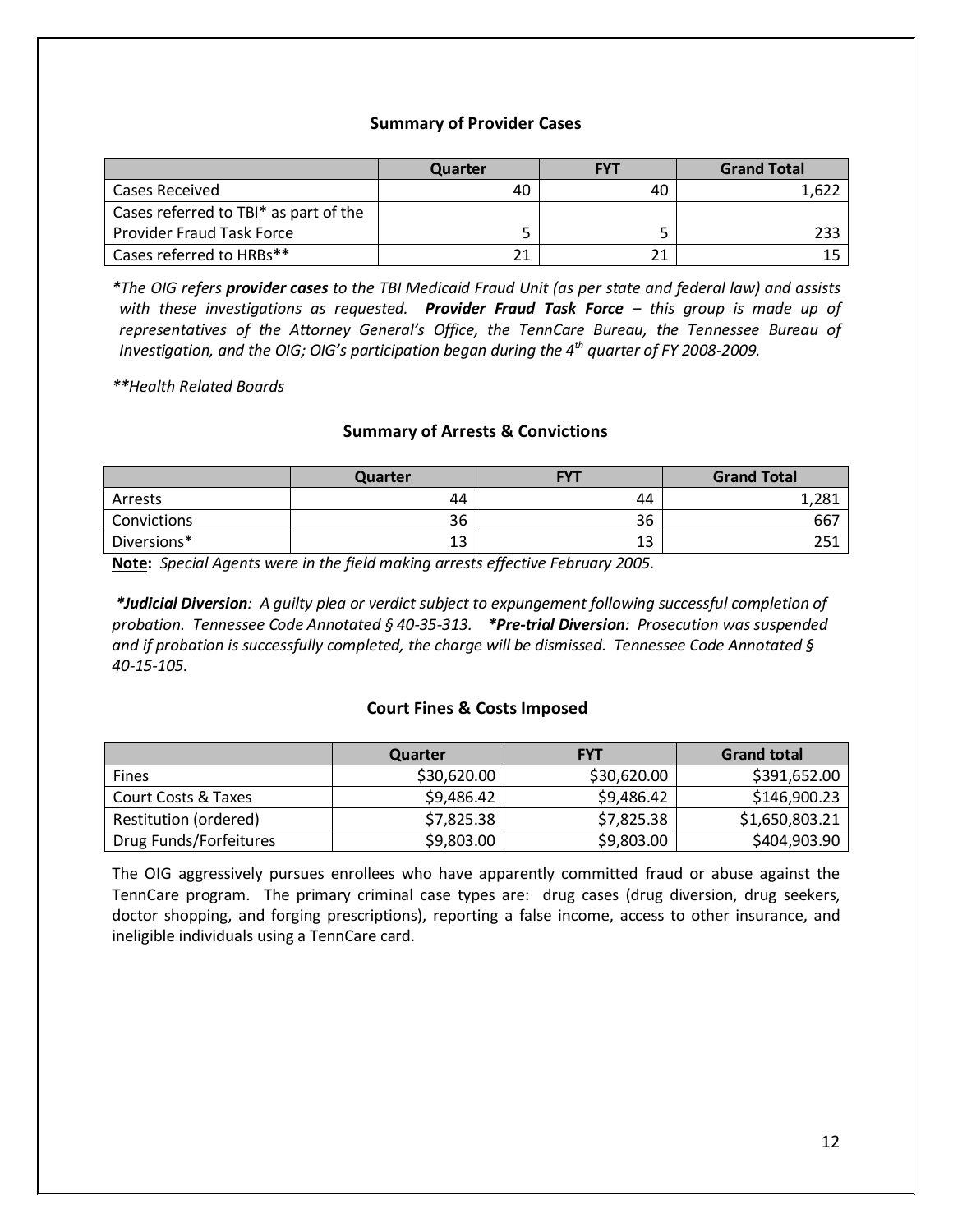### Summary of Provider Cases

| | Quarter | FYT | Grand Total |
|---|---|---|---|
| Cases Received | 40 | 40 | 1,622 |
| Cases referred to TBI* as part of the Provider Fraud Task Force | 5 | 5 | 233 |
| Cases referred to HRBs** | 21 | 21 | 15 |

**The OIG refers* ***provider cases*** *to the TBI Medicaid Fraud Unit (as per state and federal law) and assists with these investigations as requested.* ***Provider Fraud Task Force*** *– this group is made up of representatives of the Attorney General's Office, the TennCare Bureau, the Tennessee Bureau of Investigation, and the OIG; OIG's participation began during the 4th quarter of FY 2008-2009.*

***Health Related Boards*

### Summary of Arrests & Convictions

| | Quarter | FYT | Grand Total |
|---|---|---|---|
| Arrests | 44 | 44 | 1,281 |
| Convictions | 36 | 36 | 667 |
| Diversions* | 13 | 13 | 251 |

**Note:** *Special Agents were in the field making arrests effective February 2005.*

***Judicial Diversion**: A guilty plea or verdict subject to expungement following successful completion of probation. Tennessee Code Annotated § 40-35-313.* ***Pre-trial Diversion**: Prosecution was suspended and if probation is successfully completed, the charge will be dismissed. Tennessee Code Annotated § 40-15-105.*

### Court Fines & Costs Imposed

| | Quarter | FYT | Grand total |
|---|---|---|---|
| Fines | $30,620.00 | $30,620.00 | $391,652.00 |
| Court Costs & Taxes | $9,486.42 | $9,486.42 | $146,900.23 |
| Restitution (ordered) | $7,825.38 | $7,825.38 | $1,650,803.21 |
| Drug Funds/Forfeitures | $9,803.00 | $9,803.00 | $404,903.90 |

The OIG aggressively pursues enrollees who have apparently committed fraud or abuse against the TennCare program. The primary criminal case types are: drug cases (drug diversion, drug seekers, doctor shopping, and forging prescriptions), reporting a false income, access to other insurance, and ineligible individuals using a TennCare card.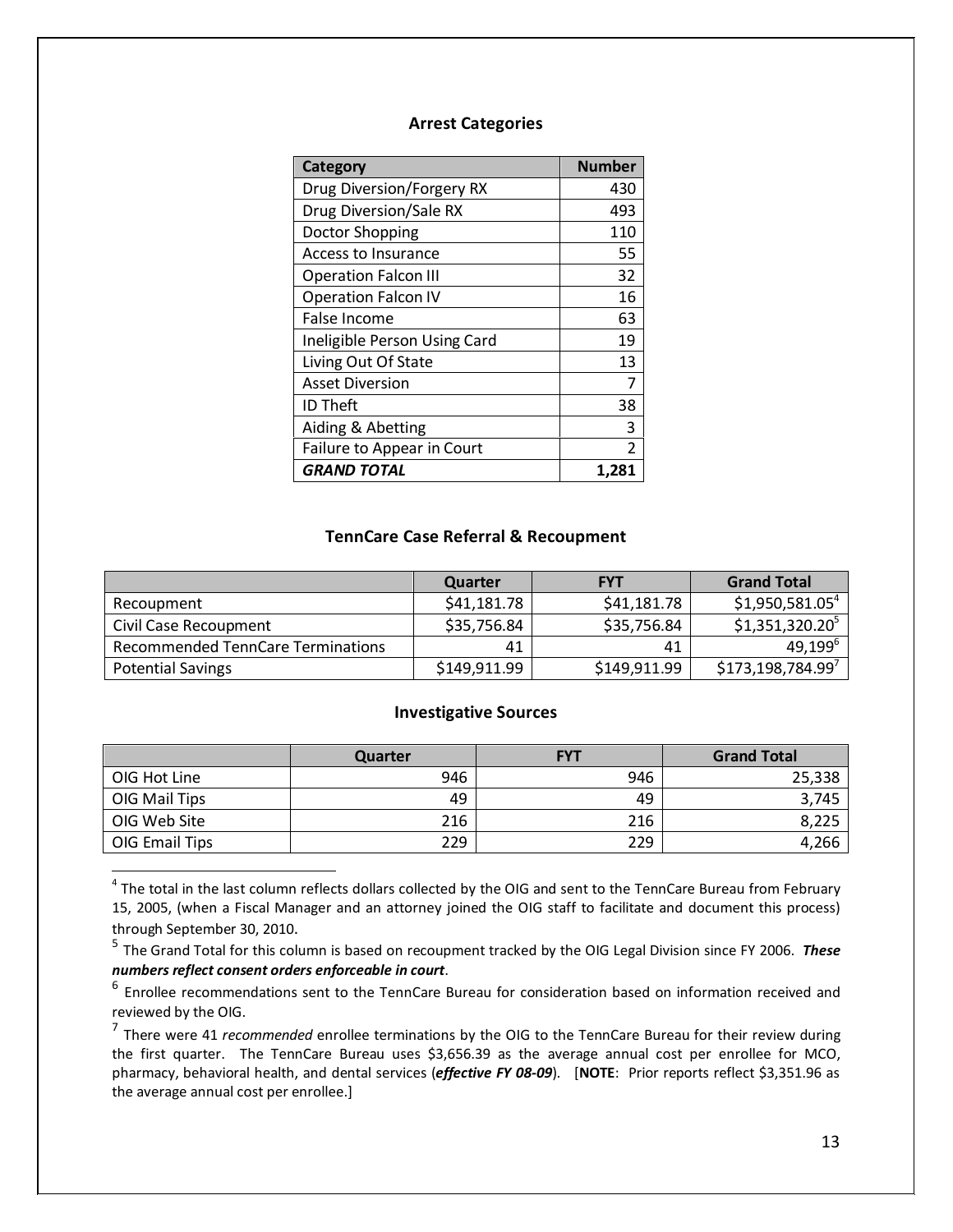### Arrest Categories

| Category | Number |
|---|---|
| Drug Diversion/Forgery RX | 430 |
| Drug Diversion/Sale RX | 493 |
| Doctor Shopping | 110 |
| Access to Insurance | 55 |
| Operation Falcon III | 32 |
| Operation Falcon IV | 16 |
| False Income | 63 |
| Ineligible Person Using Card | 19 |
| Living Out Of State | 13 |
| Asset Diversion | 7 |
| ID Theft | 38 |
| Aiding & Abetting | 3 |
| Failure to Appear in Court | 2 |
| ***GRAND TOTAL*** | **1,281** |

### TennCare Case Referral & Recoupment

| | Quarter | FYT | Grand Total |
|---|---|---|---|
| Recoupment | $41,181.78 | $41,181.78 | $1,950,581.05[4] |
| Civil Case Recoupment | $35,756.84 | $35,756.84 | $1,351,320.20[5] |
| Recommended TennCare Terminations | 41 | 41 | 49,199[6] |
| Potential Savings | $149,911.99 | $149,911.99 | $173,198,784.99[7] |

### Investigative Sources

| | Quarter | FYT | Grand Total |
|---|---|---|---|
| OIG Hot Line | 946 | 946 | 25,338 |
| OIG Mail Tips | 49 | 49 | 3,745 |
| OIG Web Site | 216 | 216 | 8,225 |
| OIG Email Tips | 229 | 229 | 4,266 |

---

[4] The total in the last column reflects dollars collected by the OIG and sent to the TennCare Bureau from February 15, 2005, (when a Fiscal Manager and an attorney joined the OIG staff to facilitate and document this process) through September 30, 2010.

[5] The Grand Total for this column is based on recoupment tracked by the OIG Legal Division since FY 2006. ***These numbers reflect consent orders enforceable in court***.

[6] Enrollee recommendations sent to the TennCare Bureau for consideration based on information received and reviewed by the OIG.

[7] There were 41 *recommended* enrollee terminations by the OIG to the TennCare Bureau for their review during the first quarter. The TennCare Bureau uses $3,656.39 as the average annual cost per enrollee for MCO, pharmacy, behavioral health, and dental services (***effective FY 08-09***). [**NOTE**: Prior reports reflect $3,351.96 as the average annual cost per enrollee.]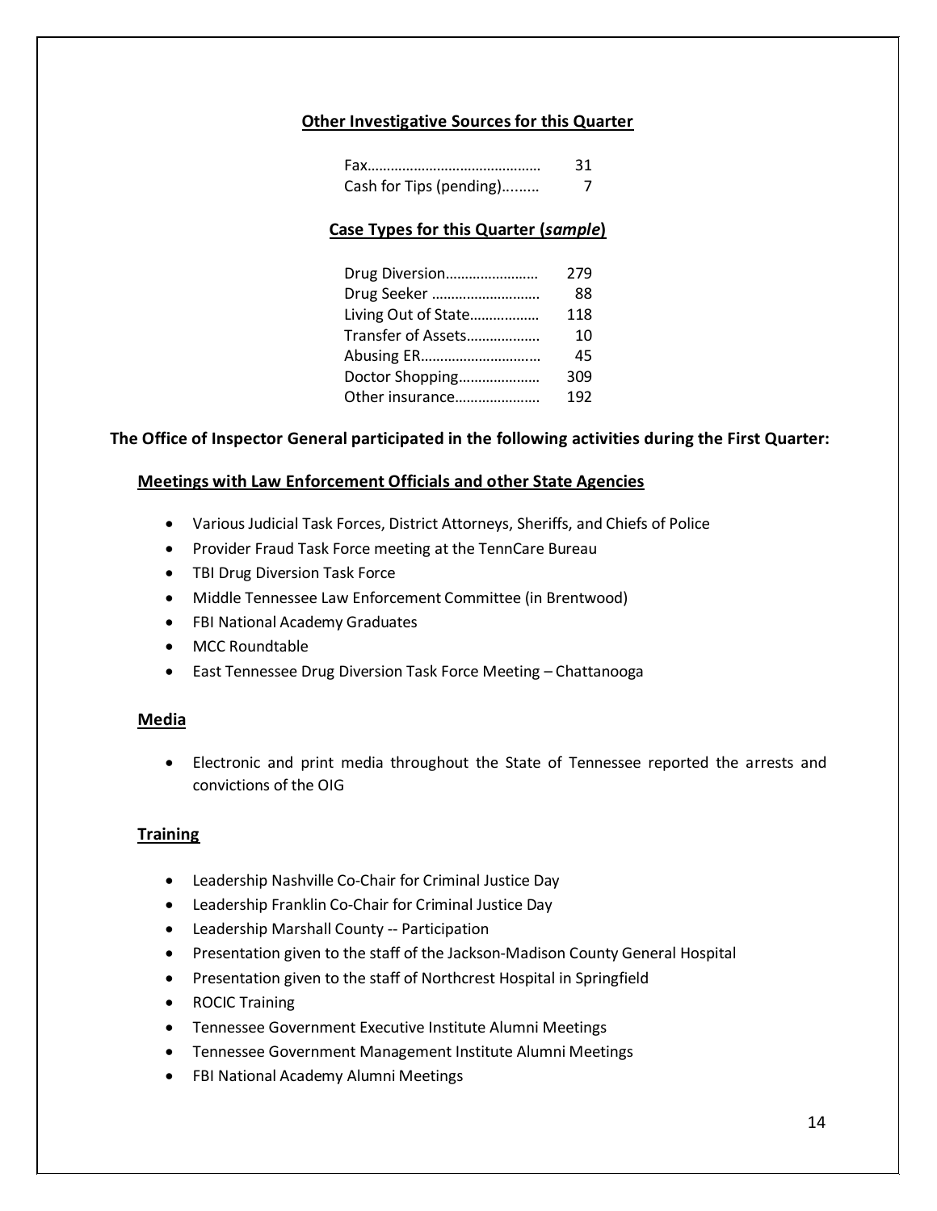### Other Investigative Sources for this Quarter

| | |
|---|---|
| Fax | 31 |
| Cash for Tips (pending) | 7 |

### Case Types for this Quarter (*sample*)

| | |
|---|---|
| Drug Diversion | 279 |
| Drug Seeker | 88 |
| Living Out of State | 118 |
| Transfer of Assets | 10 |
| Abusing ER | 45 |
| Doctor Shopping | 309 |
| Other insurance | 192 |

**The Office of Inspector General participated in the following activities during the First Quarter:**

### Meetings with Law Enforcement Officials and other State Agencies

- Various Judicial Task Forces, District Attorneys, Sheriffs, and Chiefs of Police
- Provider Fraud Task Force meeting at the TennCare Bureau
- TBI Drug Diversion Task Force
- Middle Tennessee Law Enforcement Committee (in Brentwood)
- FBI National Academy Graduates
- MCC Roundtable
- East Tennessee Drug Diversion Task Force Meeting – Chattanooga

### Media

- Electronic and print media throughout the State of Tennessee reported the arrests and convictions of the OIG

### Training

- Leadership Nashville Co-Chair for Criminal Justice Day
- Leadership Franklin Co-Chair for Criminal Justice Day
- Leadership Marshall County -- Participation
- Presentation given to the staff of the Jackson-Madison County General Hospital
- Presentation given to the staff of Northcrest Hospital in Springfield
- ROCIC Training
- Tennessee Government Executive Institute Alumni Meetings
- Tennessee Government Management Institute Alumni Meetings
- FBI National Academy Alumni Meetings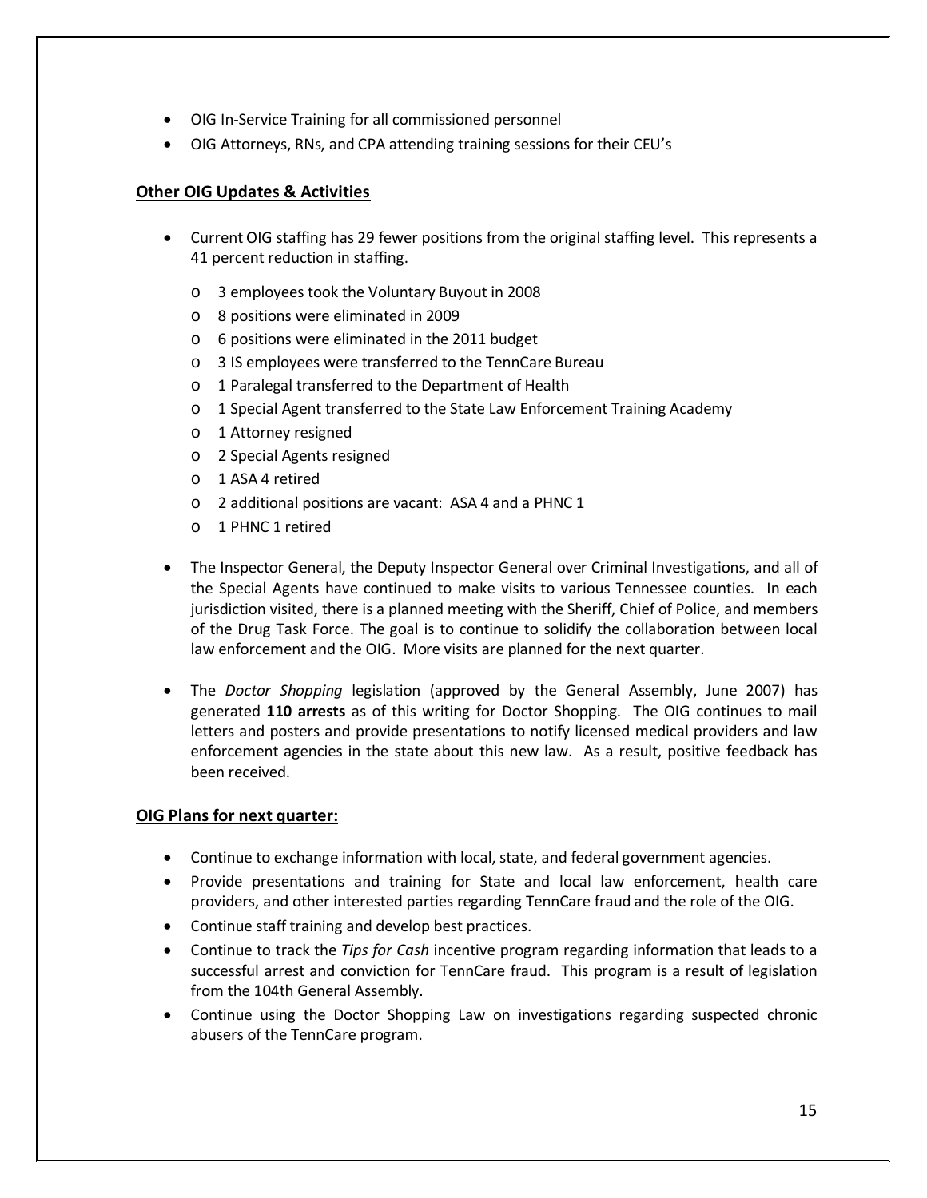- OIG In-Service Training for all commissioned personnel
- OIG Attorneys, RNs, and CPA attending training sessions for their CEU's

## Other OIG Updates & Activities

- Current OIG staffing has 29 fewer positions from the original staffing level. This represents a 41 percent reduction in staffing.
  - 3 employees took the Voluntary Buyout in 2008
  - 8 positions were eliminated in 2009
  - 6 positions were eliminated in the 2011 budget
  - 3 IS employees were transferred to the TennCare Bureau
  - 1 Paralegal transferred to the Department of Health
  - 1 Special Agent transferred to the State Law Enforcement Training Academy
  - 1 Attorney resigned
  - 2 Special Agents resigned
  - 1 ASA 4 retired
  - 2 additional positions are vacant: ASA 4 and a PHNC 1
  - 1 PHNC 1 retired
- The Inspector General, the Deputy Inspector General over Criminal Investigations, and all of the Special Agents have continued to make visits to various Tennessee counties. In each jurisdiction visited, there is a planned meeting with the Sheriff, Chief of Police, and members of the Drug Task Force. The goal is to continue to solidify the collaboration between local law enforcement and the OIG. More visits are planned for the next quarter.
- The *Doctor Shopping* legislation (approved by the General Assembly, June 2007) has generated **110 arrests** as of this writing for Doctor Shopping. The OIG continues to mail letters and posters and provide presentations to notify licensed medical providers and law enforcement agencies in the state about this new law. As a result, positive feedback has been received.

## OIG Plans for next quarter:

- Continue to exchange information with local, state, and federal government agencies.
- Provide presentations and training for State and local law enforcement, health care providers, and other interested parties regarding TennCare fraud and the role of the OIG.
- Continue staff training and develop best practices.
- Continue to track the *Tips for Cash* incentive program regarding information that leads to a successful arrest and conviction for TennCare fraud. This program is a result of legislation from the 104th General Assembly.
- Continue using the Doctor Shopping Law on investigations regarding suspected chronic abusers of the TennCare program.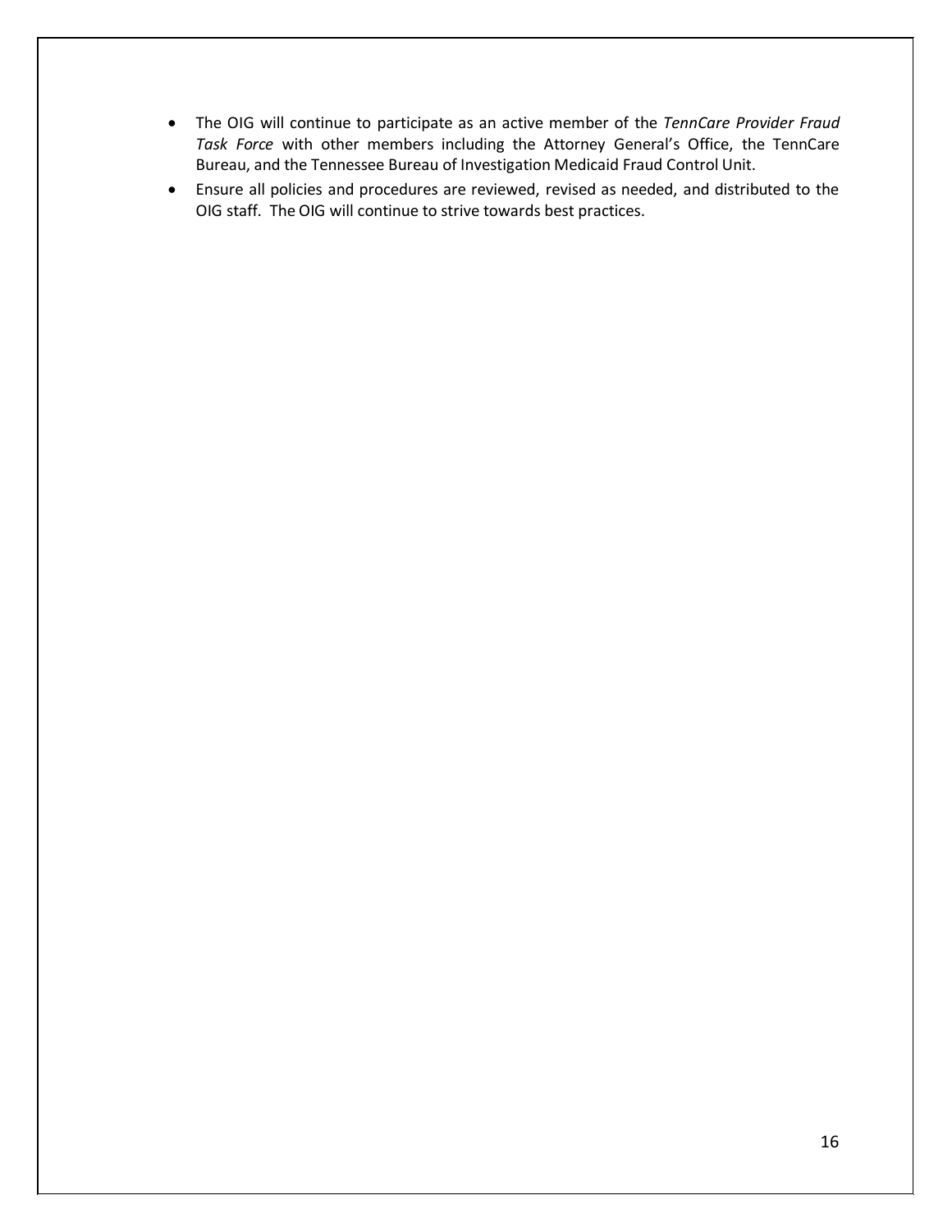- The OIG will continue to participate as an active member of the *TennCare Provider Fraud Task Force* with other members including the Attorney General's Office, the TennCare Bureau, and the Tennessee Bureau of Investigation Medicaid Fraud Control Unit.
- Ensure all policies and procedures are reviewed, revised as needed, and distributed to the OIG staff. The OIG will continue to strive towards best practices.